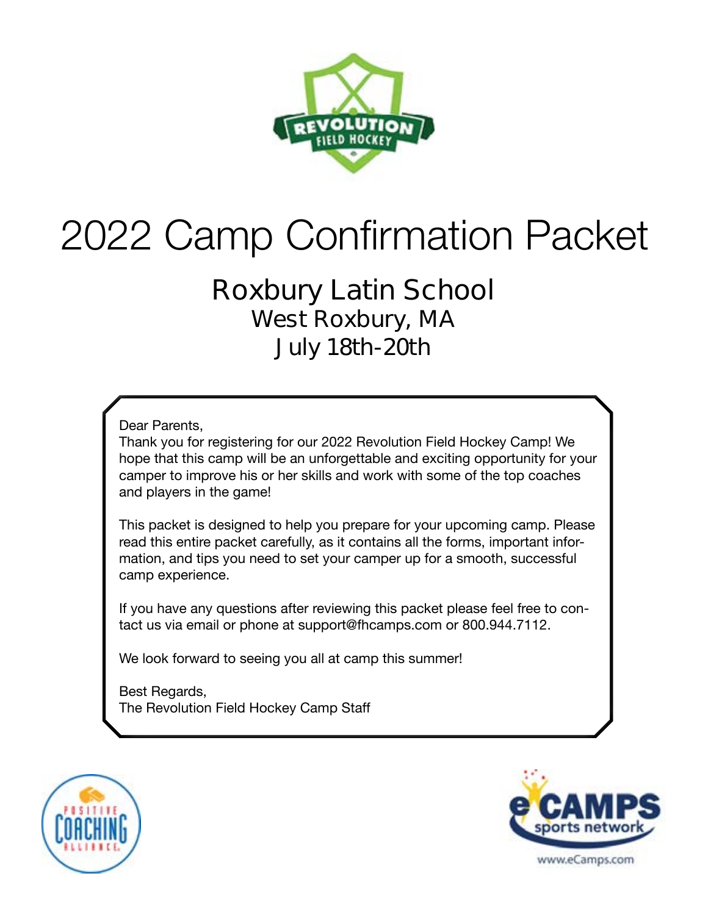# 2022 Camp Confirmation Packet

## Roxbury Latin School

### West Roxbury, MA

### July 18th-20th

Dear Parents,

Thank you for registering for our 2022 Revolution Field Hockey Camp! We hope that this camp will be an unforgettable and exciting opportunity for your camper to improve his or her skills and work with some of the top coaches and players in the game!

This packet is designed to help you prepare for your upcoming camp. Please read this entire packet carefully, as it contains all the forms, important information, and tips you need to set your camper up for a smooth, successful camp experience.

If you have any questions after reviewing this packet please feel free to contact us via email or phone at support@fhcamps.com or 800.944.7112.

We look forward to seeing you all at camp this summer!

Best Regards,
The Revolution Field Hockey Camp Staff

www.eCamps.com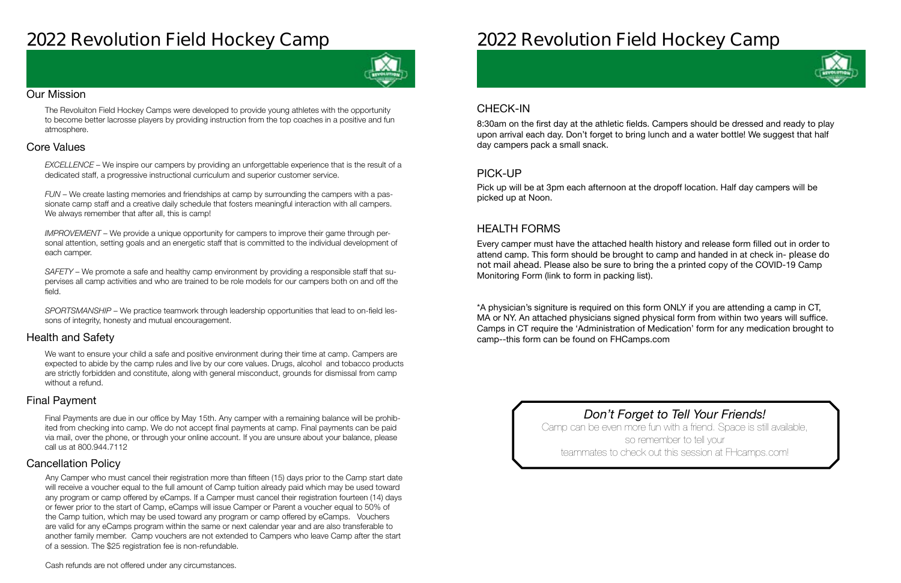# 2022 Revolution Field Hockey Camp

## Our Mission

The Revoluiton Field Hockey Camps were developed to provide young athletes with the opportunity to become better lacrosse players by providing instruction from the top coaches in a positive and fun atmosphere.

## Core Values

*EXCELLENCE* – We inspire our campers by providing an unforgettable experience that is the result of a dedicated staff, a progressive instructional curriculum and superior customer service.

*FUN* – We create lasting memories and friendships at camp by surrounding the campers with a passionate camp staff and a creative daily schedule that fosters meaningful interaction with all campers. We always remember that after all, this is camp!

*IMPROVEMENT* – We provide a unique opportunity for campers to improve their game through personal attention, setting goals and an energetic staff that is committed to the individual development of each camper.

*SAFETY* – We promote a safe and healthy camp environment by providing a responsible staff that supervises all camp activities and who are trained to be role models for our campers both on and off the field.

*SPORTSMANSHIP* – We practice teamwork through leadership opportunities that lead to on-field lessons of integrity, honesty and mutual encouragement.

## Health and Safety

We want to ensure your child a safe and positive environment during their time at camp. Campers are expected to abide by the camp rules and live by our core values. Drugs, alcohol and tobacco products are strictly forbidden and constitute, along with general misconduct, grounds for dismissal from camp without a refund.

## Final Payment

Final Payments are due in our office by May 15th. Any camper with a remaining balance will be prohibited from checking into camp. We do not accept final payments at camp. Final payments can be paid via mail, over the phone, or through your online account. If you are unsure about your balance, please call us at 800.944.7112

## Cancellation Policy

Any Camper who must cancel their registration more than fifteen (15) days prior to the Camp start date will receive a voucher equal to the full amount of Camp tuition already paid which may be used toward any program or camp offered by eCamps. If a Camper must cancel their registration fourteen (14) days or fewer prior to the start of Camp, eCamps will issue Camper or Parent a voucher equal to 50% of the Camp tuition, which may be used toward any program or camp offered by eCamps. Vouchers are valid for any eCamps program within the same or next calendar year and are also transferable to another family member. Camp vouchers are not extended to Campers who leave Camp after the start of a session. The $25 registration fee is non-refundable.

Cash refunds are not offered under any circumstances.

# 2022 Revolution Field Hockey Camp

## CHECK-IN

8:30am on the first day at the athletic fields. Campers should be dressed and ready to play upon arrival each day. Don't forget to bring lunch and a water bottle! We suggest that half day campers pack a small snack.

## PICK-UP

Pick up will be at 3pm each afternoon at the dropoff location. Half day campers will be picked up at Noon.

## HEALTH FORMS

Every camper must have the attached health history and release form filled out in order to attend camp. This form should be brought to camp and handed in at check in- please do not mail ahead. Please also be sure to bring the a printed copy of the COVID-19 Camp Monitoring Form (link to form in packing list).

*A physician's signiture is required on this form ONLY if you are attending a camp in CT, MA or NY. An attached physicians signed physical form from within two years will suffice. Camps in CT require the 'Administration of Medication' form for any medication brought to camp--this form can be found on FHCamps.com

*Don't Forget to Tell Your Friends!*

Camp can be even more fun with a friend. Space is still available, so remember to tell your teammates to check out this session at FHcamps.com!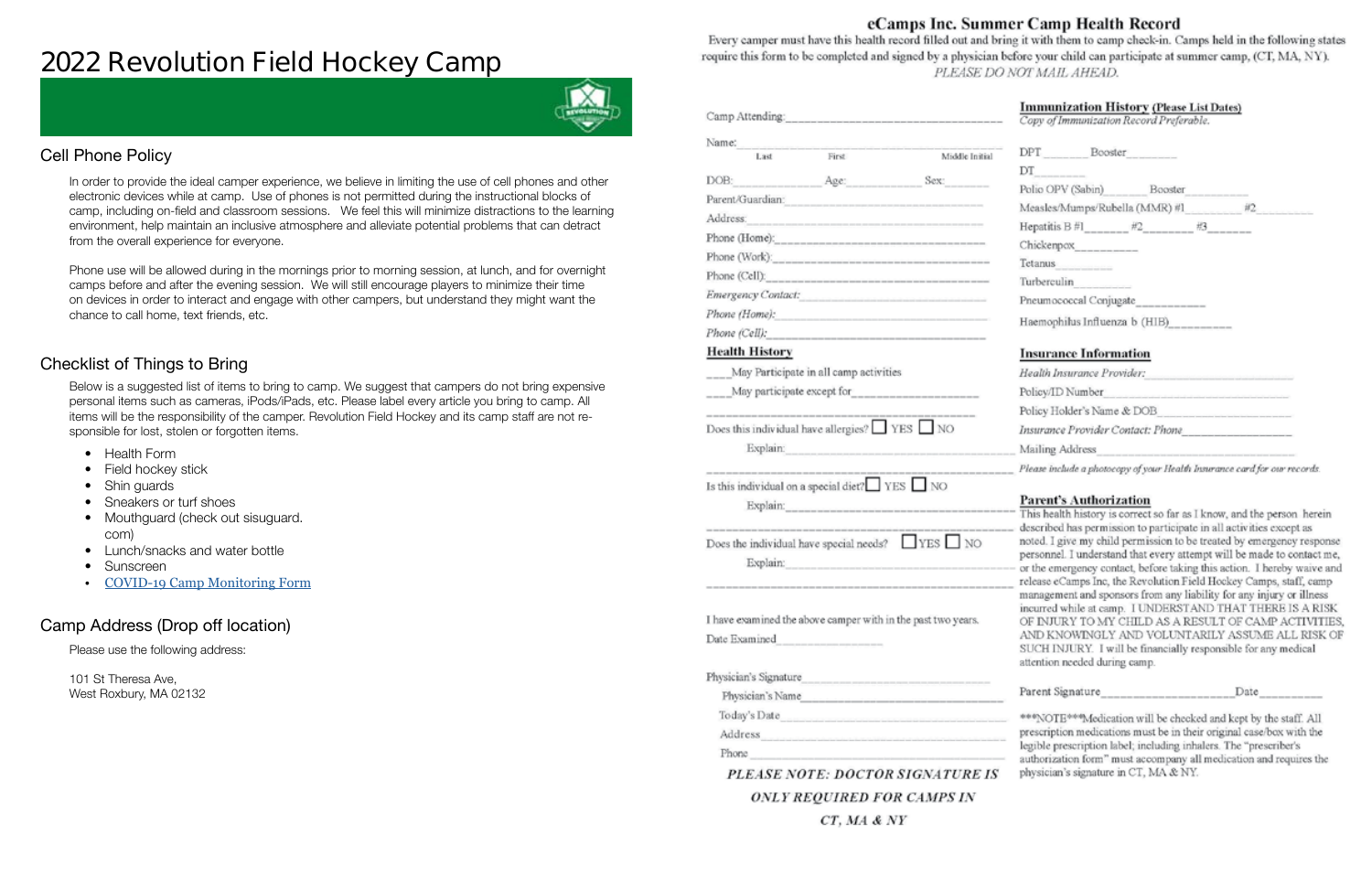# 2022 Revolution Field Hockey Camp

## Cell Phone Policy

In order to provide the ideal camper experience, we believe in limiting the use of cell phones and other electronic devices while at camp. Use of phones is not permitted during the instructional blocks of camp, including on-field and classroom sessions. We feel this will minimize distractions to the learning environment, help maintain an inclusive atmosphere and alleviate potential problems that can detract from the overall experience for everyone.

Phone use will be allowed during in the mornings prior to morning session, at lunch, and for overnight camps before and after the evening session. We will still encourage players to minimize their time on devices in order to interact and engage with other campers, but understand they might want the chance to call home, text friends, etc.

## Checklist of Things to Bring

Below is a suggested list of items to bring to camp. We suggest that campers do not bring expensive personal items such as cameras, iPods/iPads, etc. Please label every article you bring to camp. All items will be the responsibility of the camper. Revolution Field Hockey and its camp staff are not responsible for lost, stolen or forgotten items.

- Health Form
- Field hockey stick
- Shin guards
- Sneakers or turf shoes
- Mouthguard (check out sisuguard.com)
- Lunch/snacks and water bottle
- Sunscreen
- COVID-19 Camp Monitoring Form

## Camp Address (Drop off location)

Please use the following address:

101 St Theresa Ave,
West Roxbury, MA 02132

# eCamps Inc. Summer Camp Health Record

Every camper must have this health record filled out and bring it with them to camp check-in. Camps held in the following states require this form to be completed and signed by a physician before your child can participate at summer camp, (CT, MA, NY).

*PLEASE DO NOT MAIL AHEAD.*

Camp Attending:\_\_\_\_\_\_\_\_\_\_\_\_\_\_\_\_\_\_\_\_\_\_\_\_\_\_\_\_

Name:\_\_\_\_\_\_\_\_\_\_\_\_\_\_\_\_\_\_\_\_\_\_\_\_\_\_\_\_
Last First Middle Initial

DOB:\_\_\_\_\_\_\_\_ Age:\_\_\_\_\_\_\_\_ Sex:\_\_\_\_\_\_\_\_

Parent/Guardian:\_\_\_\_\_\_\_\_\_\_\_\_\_\_\_\_\_\_\_\_\_\_\_\_

Address:\_\_\_\_\_\_\_\_\_\_\_\_\_\_\_\_\_\_\_\_\_\_\_\_\_\_\_\_

Phone (Home):\_\_\_\_\_\_\_\_\_\_\_\_\_\_\_\_\_\_\_\_\_\_\_\_

Phone (Work):\_\_\_\_\_\_\_\_\_\_\_\_\_\_\_\_\_\_\_\_\_\_\_\_

Phone (Cell):\_\_\_\_\_\_\_\_\_\_\_\_\_\_\_\_\_\_\_\_\_\_\_\_

*Emergency Contact:*\_\_\_\_\_\_\_\_\_\_\_\_\_\_\_\_\_\_\_\_\_\_\_\_

*Phone (Home):*\_\_\_\_\_\_\_\_\_\_\_\_\_\_\_\_\_\_\_\_\_\_\_\_

*Phone (Cell):*\_\_\_\_\_\_\_\_\_\_\_\_\_\_\_\_\_\_\_\_\_\_\_\_

### Health History

\_\_\_\_May Participate in all camp activities

\_\_\_\_May participate except for\_\_\_\_\_\_\_\_\_\_\_\_\_\_\_\_\_\_

Does this individual have allergies? ☐ YES ☐ NO

Explain:\_\_\_\_\_\_\_\_\_\_\_\_\_\_\_\_\_\_\_\_\_\_\_\_

Is this individual on a special diet? ☐ YES ☐ NO

Explain:\_\_\_\_\_\_\_\_\_\_\_\_\_\_\_\_\_\_\_\_\_\_\_\_

Does the individual have special needs? ☐ YES ☐ NO

Explain:\_\_\_\_\_\_\_\_\_\_\_\_\_\_\_\_\_\_\_\_\_\_\_\_

I have examined the above camper with in the past two years.

Date Examined\_\_\_\_\_\_\_\_\_\_\_\_\_\_\_\_

Physician's Signature\_\_\_\_\_\_\_\_\_\_\_\_\_\_\_\_\_\_\_\_\_\_\_\_

Physician's Name\_\_\_\_\_\_\_\_\_\_\_\_\_\_\_\_\_\_\_\_\_\_\_\_

Today's Date\_\_\_\_\_\_\_\_\_\_\_\_\_\_\_\_\_\_\_\_\_\_\_\_

Address\_\_\_\_\_\_\_\_\_\_\_\_\_\_\_\_\_\_\_\_\_\_\_\_

Phone\_\_\_\_\_\_\_\_\_\_\_\_\_\_\_\_\_\_\_\_\_\_\_\_

***PLEASE NOTE: DOCTOR SIGNATURE IS ONLY REQUIRED FOR CAMPS IN CT, MA & NY***

### Immunization History (Please List Dates)

*Copy of Immunization Record Preferable.*

DPT\_\_\_\_\_\_\_ Booster\_\_\_\_\_\_\_

DT\_\_\_\_\_\_\_

Polio OPV (Sabin)\_\_\_\_\_\_\_ Booster\_\_\_\_\_\_\_

Measles/Mumps/Rubella (MMR) #1\_\_\_\_\_\_\_ #2\_\_\_\_\_\_\_

Hepatitis B #1\_\_\_\_\_\_\_ #2\_\_\_\_\_\_\_ #3\_\_\_\_\_\_\_

Chickenpox\_\_\_\_\_\_\_\_\_

Tetanus\_\_\_\_\_\_\_\_\_

Turberculin\_\_\_\_\_\_\_\_\_

Pneumococcal Conjugate\_\_\_\_\_\_\_\_\_

Haemophilus Influenza b (HIB)\_\_\_\_\_\_\_\_\_

### Insurance Information

*Health Insurance Provider:*\_\_\_\_\_\_\_\_\_\_\_\_\_\_\_\_\_\_\_\_\_\_\_\_

Policy/ID Number\_\_\_\_\_\_\_\_\_\_\_\_\_\_\_\_\_\_\_\_\_\_\_\_

Policy Holder's Name & DOB\_\_\_\_\_\_\_\_\_\_\_\_\_\_\_\_\_\_\_\_\_\_\_\_

*Insurance Provider Contact: Phone*\_\_\_\_\_\_\_\_\_\_\_\_\_\_\_\_\_\_\_\_\_\_\_\_

Mailing Address\_\_\_\_\_\_\_\_\_\_\_\_\_\_\_\_\_\_\_\_\_\_\_\_

*Please include a photocopy of your Health Insurance card for our records.*

### Parent's Authorization

This health history is correct so far as I know, and the person herein described has permission to participate in all activities except as noted. I give my child permission to be treated by emergency response personnel. I understand that every attempt will be made to contact me, or the emergency contact, before taking this action. I hereby waive and release eCamps Inc, the Revolution Field Hockey Camps, staff, camp management and sponsors from any liability for any injury or illness incurred while at camp. I UNDERSTAND THAT THERE IS A RISK OF INJURY TO MY CHILD AS A RESULT OF CAMP ACTIVITIES, AND KNOWINGLY AND VOLUNTARILY ASSUME ALL RISK OF SUCH INJURY. I will be financially responsible for any medical attention needed during camp.

Parent Signature\_\_\_\_\_\_\_\_\_\_\_\_\_\_\_\_\_\_\_\_\_\_\_\_ Date\_\_\_\_\_\_\_\_

\*\*\*NOTE\*\*\*Medication will be checked and kept by the staff. All prescription medications must be in their original case/box with the legible prescription label; including inhalers. The "prescriber's authorization form" must accompany all medication and requires the physician's signature in CT, MA & NY.